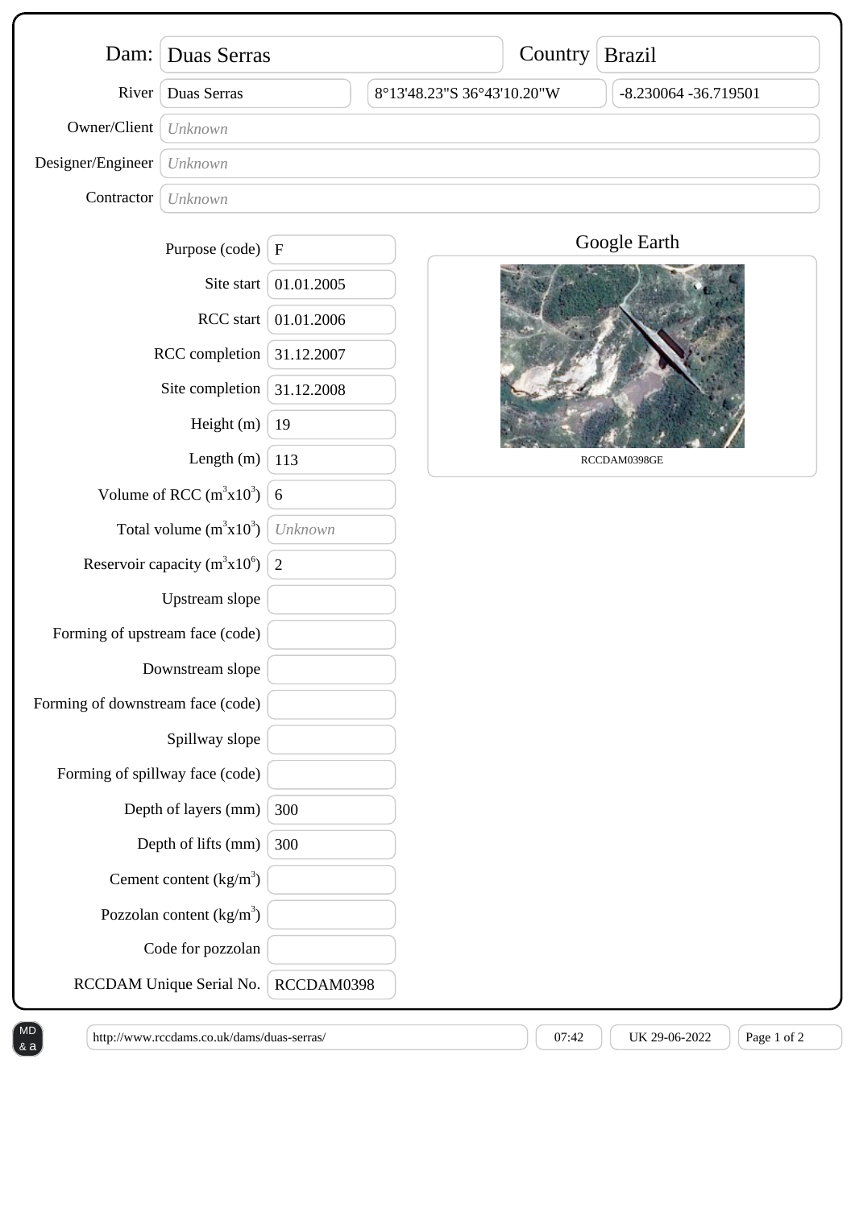| Field | Value |
| --- | --- |
| Dam: | Duas Serras |
| Country | Brazil |
| River | Duas Serras |
| Coordinates | 8°13'48.23"S 36°43'10.20"W |
| Decimal coordinates | -8.230064 -36.719501 |
| Owner/Client | *Unknown* |
| Designer/Engineer | *Unknown* |
| Contractor | *Unknown* |

| Field | Value |
| --- | --- |
| Purpose (code) | F |
| Site start | 01.01.2005 |
| RCC start | 01.01.2006 |
| RCC completion | 31.12.2007 |
| Site completion | 31.12.2008 |
| Height (m) | 19 |
| Length (m) | 113 |
| Volume of RCC ($m^3x10^3$) | 6 |
| Total volume ($m^3x10^3$) | *Unknown* |
| Reservoir capacity ($m^3x10^6$) | 2 |
| Upstream slope | |
| Forming of upstream face (code) | |
| Downstream slope | |
| Forming of downstream face (code) | |
| Spillway slope | |
| Forming of spillway face (code) | |
| Depth of layers (mm) | 300 |
| Depth of lifts (mm) | 300 |
| Cement content ($kg/m^3$) | |
| Pozzolan content ($kg/m^3$) | |
| Code for pozzolan | |
| RCCDAM Unique Serial No. | RCCDAM0398 |

Google Earth

RCCDAM0398GE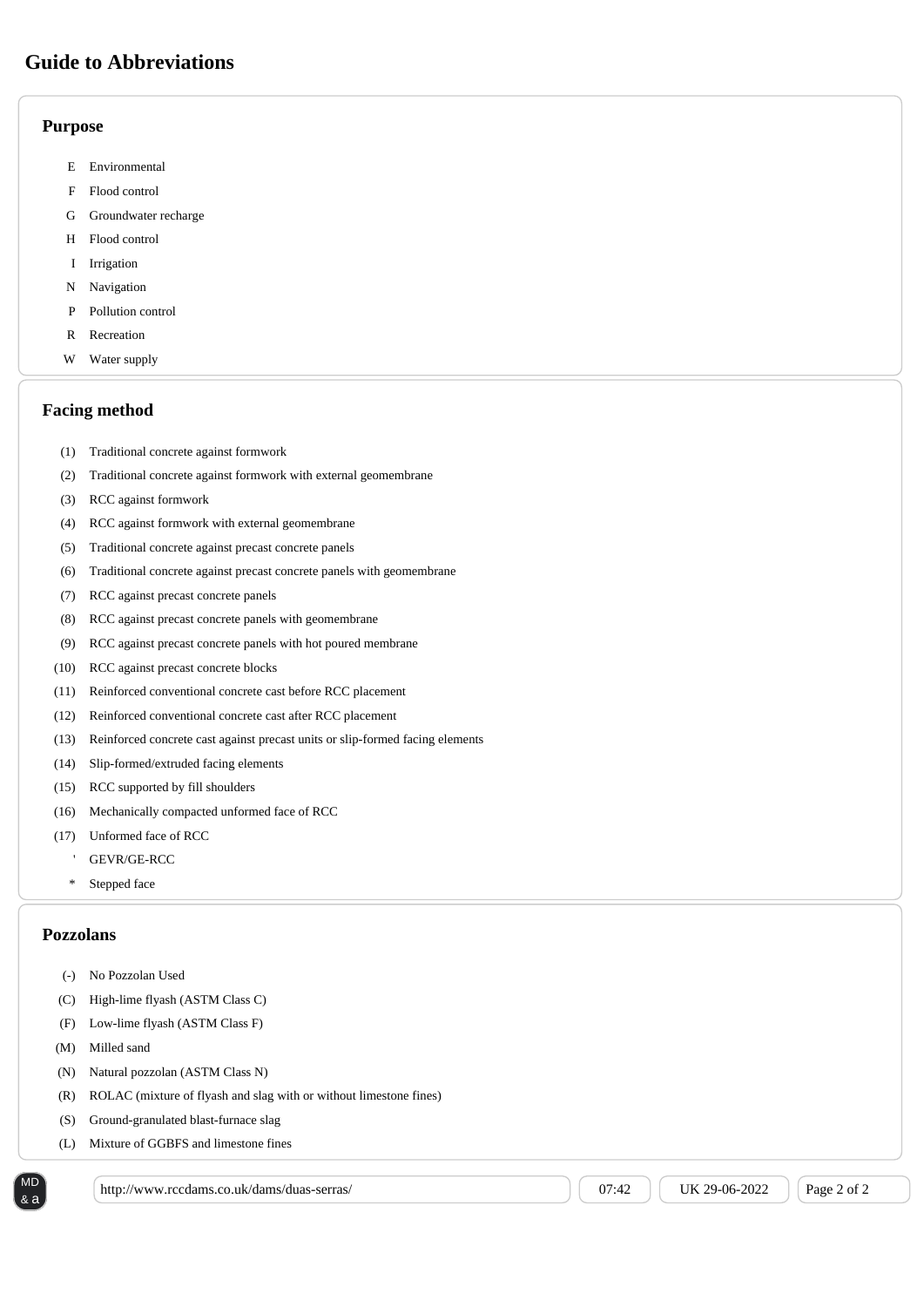# Guide to Abbreviations

## Purpose

- E Environmental
- F Flood control
- G Groundwater recharge
- H Flood control
- I Irrigation
- N Navigation
- P Pollution control
- R Recreation
- W Water supply

## Facing method

- (1) Traditional concrete against formwork
- (2) Traditional concrete against formwork with external geomembrane
- (3) RCC against formwork
- (4) RCC against formwork with external geomembrane
- (5) Traditional concrete against precast concrete panels
- (6) Traditional concrete against precast concrete panels with geomembrane
- (7) RCC against precast concrete panels
- (8) RCC against precast concrete panels with geomembrane
- (9) RCC against precast concrete panels with hot poured membrane
- (10) RCC against precast concrete blocks
- (11) Reinforced conventional concrete cast before RCC placement
- (12) Reinforced conventional concrete cast after RCC placement
- (13) Reinforced concrete cast against precast units or slip-formed facing elements
- (14) Slip-formed/extruded facing elements
- (15) RCC supported by fill shoulders
- (16) Mechanically compacted unformed face of RCC
- (17) Unformed face of RCC
- ' GEVR/GE-RCC
- * Stepped face

## Pozzolans

- (-) No Pozzolan Used
- (C) High-lime flyash (ASTM Class C)
- (F) Low-lime flyash (ASTM Class F)
- (M) Milled sand
- (N) Natural pozzolan (ASTM Class N)
- (R) ROLAC (mixture of flyash and slag with or without limestone fines)
- (S) Ground-granulated blast-furnace slag
- (L) Mixture of GGBFS and limestone fines